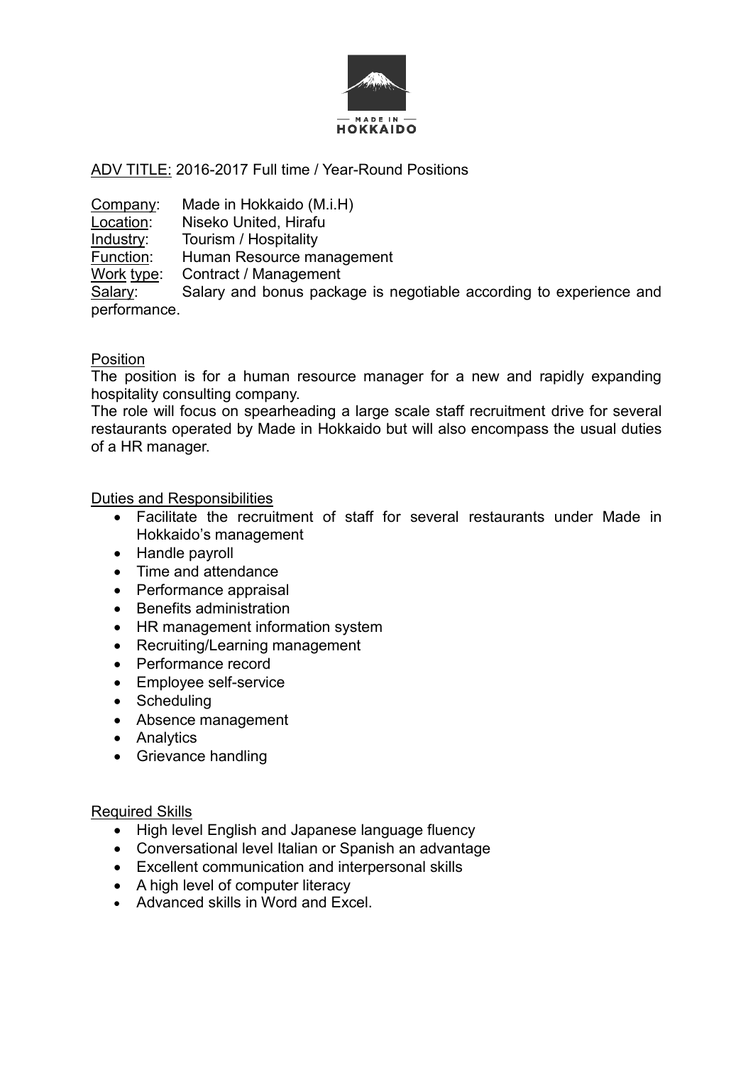— MADE IN —
HOKKAIDO

ADV TITLE: 2016-2017 Full time / Year-Round Positions

Company: Made in Hokkaido (M.i.H)
Location: Niseko United, Hirafu
Industry: Tourism / Hospitality
Function: Human Resource management
Work type: Contract / Management
Salary: Salary and bonus package is negotiable according to experience and performance.

## Position

The position is for a human resource manager for a new and rapidly expanding hospitality consulting company.
The role will focus on spearheading a large scale staff recruitment drive for several restaurants operated by Made in Hokkaido but will also encompass the usual duties of a HR manager.

## Duties and Responsibilities

- Facilitate the recruitment of staff for several restaurants under Made in Hokkaido's management
- Handle payroll
- Time and attendance
- Performance appraisal
- Benefits administration
- HR management information system
- Recruiting/Learning management
- Performance record
- Employee self-service
- Scheduling
- Absence management
- Analytics
- Grievance handling

## Required Skills

- High level English and Japanese language fluency
- Conversational level Italian or Spanish an advantage
- Excellent communication and interpersonal skills
- A high level of computer literacy
- Advanced skills in Word and Excel.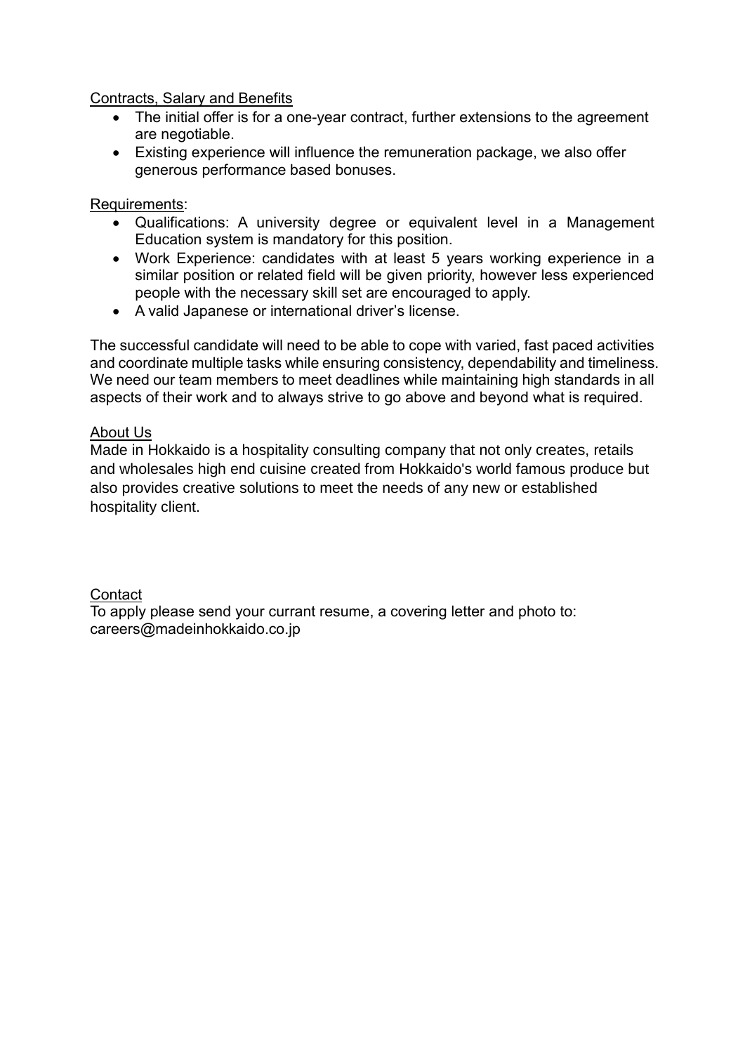Contracts, Salary and Benefits

- The initial offer is for a one-year contract, further extensions to the agreement are negotiable.
- Existing experience will influence the remuneration package, we also offer generous performance based bonuses.

Requirements:

- Qualifications: A university degree or equivalent level in a Management Education system is mandatory for this position.
- Work Experience: candidates with at least 5 years working experience in a similar position or related field will be given priority, however less experienced people with the necessary skill set are encouraged to apply.
- A valid Japanese or international driver's license.

The successful candidate will need to be able to cope with varied, fast paced activities and coordinate multiple tasks while ensuring consistency, dependability and timeliness. We need our team members to meet deadlines while maintaining high standards in all aspects of their work and to always strive to go above and beyond what is required.

About Us

Made in Hokkaido is a hospitality consulting company that not only creates, retails and wholesales high end cuisine created from Hokkaido's world famous produce but also provides creative solutions to meet the needs of any new or established hospitality client.

Contact

To apply please send your currant resume, a covering letter and photo to: careers@madeinhokkaido.co.jp